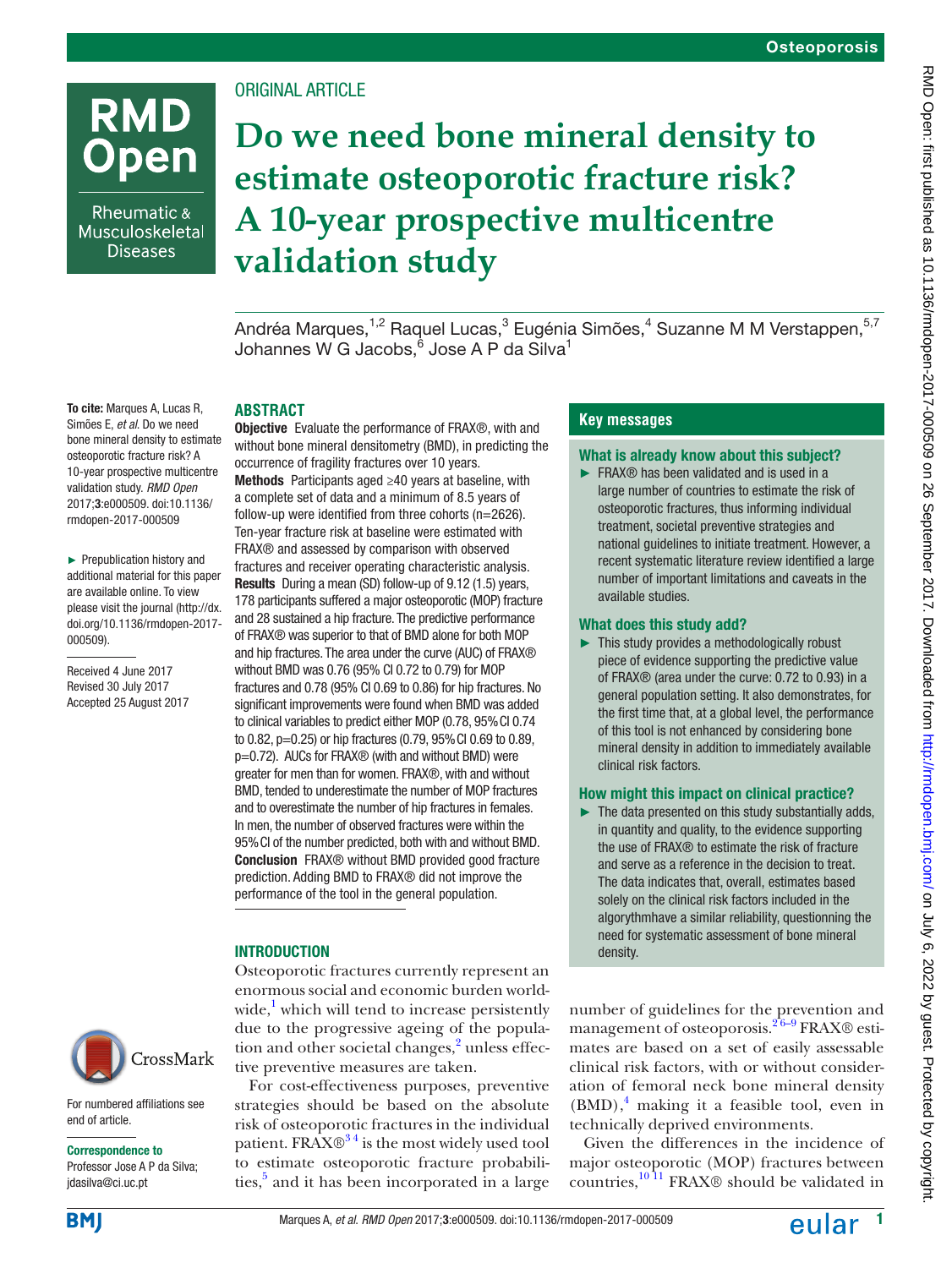ORIGINAL ARTICLE

# Do we need bone mineral density to estimate osteoporotic fracture risk? A 10-year prospective multicentre validation study

Andréa Marques,[1,2] Raquel Lucas,[3] Eugénia Simões,[4] Suzanne M M Verstappen,[5,7] Johannes W G Jacobs,[6] Jose A P da Silva[1]

**To cite:** Marques A, Lucas R, Simões E, *et al*. Do we need bone mineral density to estimate osteoporotic fracture risk? A 10-year prospective multicentre validation study. *RMD Open* 2017;**3**:e000509. doi:10.1136/rmdopen-2017-000509

► Prepublication history and additional material for this paper are available online. To view please visit the journal (http://dx.doi.org/10.1136/rmdopen-2017-000509).

Received 4 June 2017
Revised 30 July 2017
Accepted 25 August 2017

For numbered affiliations see end of article.

**Correspondence to**
Professor Jose A P da Silva; jdasilva@ci.uc.pt

## ABSTRACT

**Objective** Evaluate the performance of FRAX®, with and without bone mineral densitometry (BMD), in predicting the occurrence of fragility fractures over 10 years.

**Methods** Participants aged ≥40 years at baseline, with a complete set of data and a minimum of 8.5 years of follow-up were identified from three cohorts (n=2626). Ten-year fracture risk at baseline were estimated with FRAX® and assessed by comparison with observed fractures and receiver operating characteristic analysis.

**Results** During a mean (SD) follow-up of 9.12 (1.5) years, 178 participants suffered a major osteoporotic (MOP) fracture and 28 sustained a hip fracture. The predictive performance of FRAX® was superior to that of BMD alone for both MOP and hip fractures. The area under the curve (AUC) of FRAX® without BMD was 0.76 (95% CI 0.72 to 0.79) for MOP fractures and 0.78 (95% CI 0.69 to 0.86) for hip fractures. No significant improvements were found when BMD was added to clinical variables to predict either MOP (0.78, 95% CI 0.74 to 0.82, p=0.25) or hip fractures (0.79, 95% CI 0.69 to 0.89, p=0.72). AUCs for FRAX® (with and without BMD) were greater for men than for women. FRAX®, with and without BMD, tended to underestimate the number of MOP fractures and to overestimate the number of hip fractures in females. In men, the number of observed fractures were within the 95% CI of the number predicted, both with and without BMD.

**Conclusion** FRAX® without BMD provided good fracture prediction. Adding BMD to FRAX® did not improve the performance of the tool in the general population.

## Key messages

### What is already know about this subject?

► FRAX® has been validated and is used in a large number of countries to estimate the risk of osteoporotic fractures, thus informing individual treatment, societal preventive strategies and national guidelines to initiate treatment. However, a recent systematic literature review identified a large number of important limitations and caveats in the available studies.

### What does this study add?

► This study provides a methodologically robust piece of evidence supporting the predictive value of FRAX® (area under the curve: 0.72 to 0.93) in a general population setting. It also demonstrates, for the first time that, at a global level, the performance of this tool is not enhanced by considering bone mineral density in addition to immediately available clinical risk factors.

### How might this impact on clinical practice?

► The data presented on this study substantially adds, in quantity and quality, to the evidence supporting the use of FRAX® to estimate the risk of fracture and serve as a reference in the decision to treat. The data indicates that, overall, estimates based solely on the clinical risk factors included in the algorythmhave a similar reliability, questionning the need for systematic assessment of bone mineral density.

## INTRODUCTION

Osteoporotic fractures currently represent an enormous social and economic burden worldwide,[1] which will tend to increase persistently due to the progressive ageing of the population and other societal changes,[2] unless effective preventive measures are taken.

For cost-effectiveness purposes, preventive strategies should be based on the absolute risk of osteoporotic fractures in the individual patient. FRAX®[3 4] is the most widely used tool to estimate osteoporotic fracture probabilities,[5] and it has been incorporated in a large number of guidelines for the prevention and management of osteoporosis.[2 6–9] FRAX® estimates are based on a set of easily assessable clinical risk factors, with or without consideration of femoral neck bone mineral density (BMD),[4] making it a feasible tool, even in technically deprived environments.

Given the differences in the incidence of major osteoporotic (MOP) fractures between countries,[10 11] FRAX® should be validated in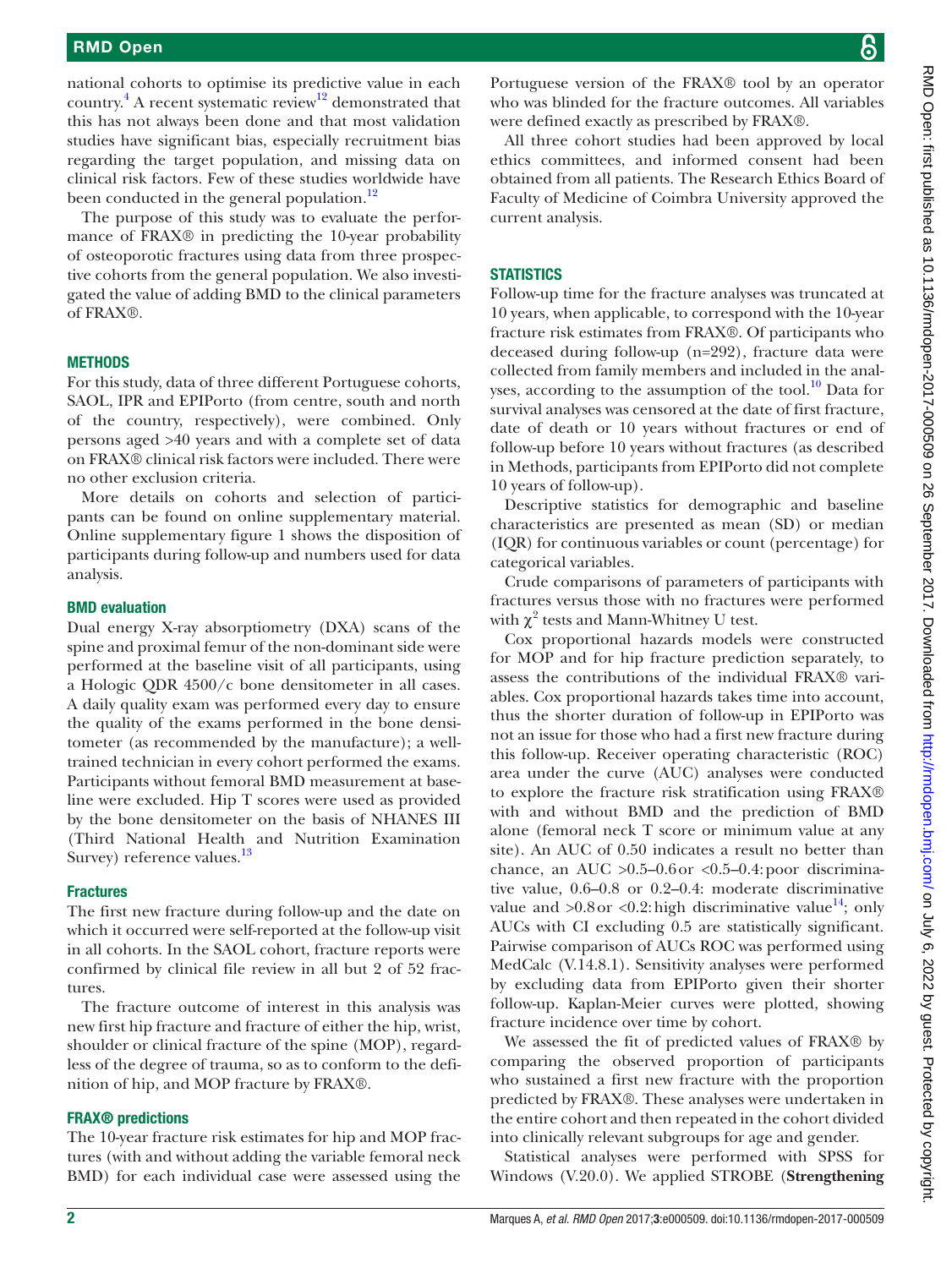national cohorts to optimise its predictive value in each country.[4] A recent systematic review[12] demonstrated that this has not always been done and that most validation studies have significant bias, especially recruitment bias regarding the target population, and missing data on clinical risk factors. Few of these studies worldwide have been conducted in the general population.[12]

The purpose of this study was to evaluate the performance of FRAX® in predicting the 10-year probability of osteoporotic fractures using data from three prospective cohorts from the general population. We also investigated the value of adding BMD to the clinical parameters of FRAX®.

## METHODS

For this study, data of three different Portuguese cohorts, SAOL, IPR and EPIPorto (from centre, south and north of the country, respectively), were combined. Only persons aged >40 years and with a complete set of data on FRAX® clinical risk factors were included. There were no other exclusion criteria.

More details on cohorts and selection of participants can be found on online supplementary material. Online supplementary figure 1 shows the disposition of participants during follow-up and numbers used for data analysis.

### BMD evaluation

Dual energy X-ray absorptiometry (DXA) scans of the spine and proximal femur of the non-dominant side were performed at the baseline visit of all participants, using a Hologic QDR 4500/c bone densitometer in all cases. A daily quality exam was performed every day to ensure the quality of the exams performed in the bone densitometer (as recommended by the manufacture); a well-trained technician in every cohort performed the exams. Participants without femoral BMD measurement at baseline were excluded. Hip T scores were used as provided by the bone densitometer on the basis of NHANES III (Third National Health and Nutrition Examination Survey) reference values.[13]

### Fractures

The first new fracture during follow-up and the date on which it occurred were self-reported at the follow-up visit in all cohorts. In the SAOL cohort, fracture reports were confirmed by clinical file review in all but 2 of 52 fractures.

The fracture outcome of interest in this analysis was new first hip fracture and fracture of either the hip, wrist, shoulder or clinical fracture of the spine (MOP), regardless of the degree of trauma, so as to conform to the definition of hip, and MOP fracture by FRAX®.

### FRAX® predictions

The 10-year fracture risk estimates for hip and MOP fractures (with and without adding the variable femoral neck BMD) for each individual case were assessed using the Portuguese version of the FRAX® tool by an operator who was blinded for the fracture outcomes. All variables were defined exactly as prescribed by FRAX®.

All three cohort studies had been approved by local ethics committees, and informed consent had been obtained from all patients. The Research Ethics Board of Faculty of Medicine of Coimbra University approved the current analysis.

## STATISTICS

Follow-up time for the fracture analyses was truncated at 10 years, when applicable, to correspond with the 10-year fracture risk estimates from FRAX®. Of participants who deceased during follow-up (n=292), fracture data were collected from family members and included in the analyses, according to the assumption of the tool.[10] Data for survival analyses was censored at the date of first fracture, date of death or 10 years without fractures or end of follow-up before 10 years without fractures (as described in Methods, participants from EPIPorto did not complete 10 years of follow-up).

Descriptive statistics for demographic and baseline characteristics are presented as mean (SD) or median (IQR) for continuous variables or count (percentage) for categorical variables.

Crude comparisons of parameters of participants with fractures versus those with no fractures were performed with $\chi^2$ tests and Mann-Whitney U test.

Cox proportional hazards models were constructed for MOP and for hip fracture prediction separately, to assess the contributions of the individual FRAX® variables. Cox proportional hazards takes time into account, thus the shorter duration of follow-up in EPIPorto was not an issue for those who had a first new fracture during this follow-up. Receiver operating characteristic (ROC) area under the curve (AUC) analyses were conducted to explore the fracture risk stratification using FRAX® with and without BMD and the prediction of BMD alone (femoral neck T score or minimum value at any site). An AUC of 0.50 indicates a result no better than chance, an AUC >0.5–0.6 or <0.5–0.4: poor discriminative value, 0.6–0.8 or 0.2–0.4: moderate discriminative value and >0.8 or <0.2: high discriminative value[14]; only AUCs with CI excluding 0.5 are statistically significant. Pairwise comparison of AUCs ROC was performed using MedCalc (V.14.8.1). Sensitivity analyses were performed by excluding data from EPIPorto given their shorter follow-up. Kaplan-Meier curves were plotted, showing fracture incidence over time by cohort.

We assessed the fit of predicted values of FRAX® by comparing the observed proportion of participants who sustained a first new fracture with the proportion predicted by FRAX®. These analyses were undertaken in the entire cohort and then repeated in the cohort divided into clinically relevant subgroups for age and gender.

Statistical analyses were performed with SPSS for Windows (V.20.0). We applied STROBE (**Strengthening**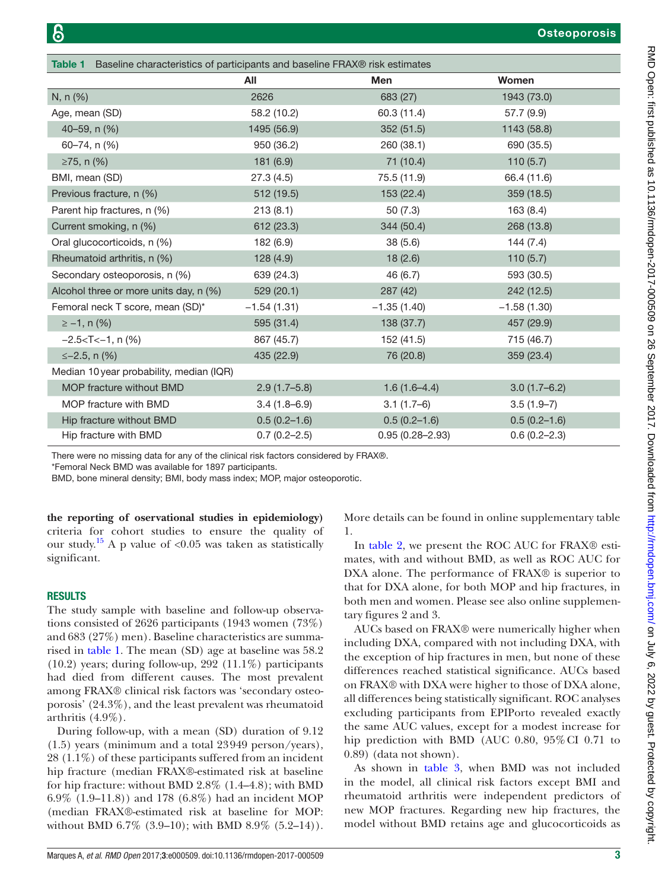**Table 1** Baseline characteristics of participants and baseline FRAX® risk estimates

| | All | Men | Women |
|---|---|---|---|
| N, n (%) | 2626 | 683 (27) | 1943 (73.0) |
| Age, mean (SD) | 58.2 (10.2) | 60.3 (11.4) | 57.7 (9.9) |
| 40–59, n (%) | 1495 (56.9) | 352 (51.5) | 1143 (58.8) |
| 60–74, n (%) | 950 (36.2) | 260 (38.1) | 690 (35.5) |
| ≥75, n (%) | 181 (6.9) | 71 (10.4) | 110 (5.7) |
| BMI, mean (SD) | 27.3 (4.5) | 75.5 (11.9) | 66.4 (11.6) |
| Previous fracture, n (%) | 512 (19.5) | 153 (22.4) | 359 (18.5) |
| Parent hip fractures, n (%) | 213 (8.1) | 50 (7.3) | 163 (8.4) |
| Current smoking, n (%) | 612 (23.3) | 344 (50.4) | 268 (13.8) |
| Oral glucocorticoids, n (%) | 182 (6.9) | 38 (5.6) | 144 (7.4) |
| Rheumatoid arthritis, n (%) | 128 (4.9) | 18 (2.6) | 110 (5.7) |
| Secondary osteoporosis, n (%) | 639 (24.3) | 46 (6.7) | 593 (30.5) |
| Alcohol three or more units day, n (%) | 529 (20.1) | 287 (42) | 242 (12.5) |
| Femoral neck T score, mean (SD)* | −1.54 (1.31) | −1.35 (1.40) | −1.58 (1.30) |
| ≥ −1, n (%) | 595 (31.4) | 138 (37.7) | 457 (29.9) |
| −2.5<T<−1, n (%) | 867 (45.7) | 152 (41.5) | 715 (46.7) |
| ≤−2.5, n (%) | 435 (22.9) | 76 (20.8) | 359 (23.4) |
| Median 10 year probability, median (IQR) | | | |
| MOP fracture without BMD | 2.9 (1.7–5.8) | 1.6 (1.6–4.4) | 3.0 (1.7–6.2) |
| MOP fracture with BMD | 3.4 (1.8–6.9) | 3.1 (1.7–6) | 3.5 (1.9–7) |
| Hip fracture without BMD | 0.5 (0.2–1.6) | 0.5 (0.2–1.6) | 0.5 (0.2–1.6) |
| Hip fracture with BMD | 0.7 (0.2–2.5) | 0.95 (0.28–2.93) | 0.6 (0.2–2.3) |

There were no missing data for any of the clinical risk factors considered by FRAX®.

*Femoral Neck BMD was available for 1897 participants.

BMD, bone mineral density; BMI, body mass index; MOP, major osteoporotic.

**the reporting of oservational studies in epidemiology)** criteria for cohort studies to ensure the quality of our study.[15] A p value of <0.05 was taken as statistically significant.

## RESULTS

The study sample with baseline and follow-up observations consisted of 2626 participants (1943 women (73%) and 683 (27%) men). Baseline characteristics are summarised in table 1. The mean (SD) age at baseline was 58.2 (10.2) years; during follow-up, 292 (11.1%) participants had died from different causes. The most prevalent among FRAX® clinical risk factors was 'secondary osteoporosis' (24.3%), and the least prevalent was rheumatoid arthritis (4.9%).

During follow-up, with a mean (SD) duration of 9.12 (1.5) years (minimum and a total 23 949 person/years), 28 (1.1%) of these participants suffered from an incident hip fracture (median FRAX®-estimated risk at baseline for hip fracture: without BMD 2.8% (1.4–4.8); with BMD 6.9% (1.9–11.8)) and 178 (6.8%) had an incident MOP (median FRAX®-estimated risk at baseline for MOP: without BMD 6.7% (3.9–10); with BMD 8.9% (5.2–14)). More details can be found in online supplementary table 1.

In table 2, we present the ROC AUC for FRAX® estimates, with and without BMD, as well as ROC AUC for DXA alone. The performance of FRAX® is superior to that for DXA alone, for both MOP and hip fractures, in both men and women. Please see also online supplementary figures 2 and 3.

AUCs based on FRAX® were numerically higher when including DXA, compared with not including DXA, with the exception of hip fractures in men, but none of these differences reached statistical significance. AUCs based on FRAX® with DXA were higher to those of DXA alone, all differences being statistically significant. ROC analyses excluding participants from EPIPorto revealed exactly the same AUC values, except for a modest increase for hip prediction with BMD (AUC 0.80, 95% CI 0.71 to 0.89) (data not shown).

As shown in table 3, when BMD was not included in the model, all clinical risk factors except BMI and rheumatoid arthritis were independent predictors of new MOP fractures. Regarding new hip fractures, the model without BMD retains age and glucocorticoids as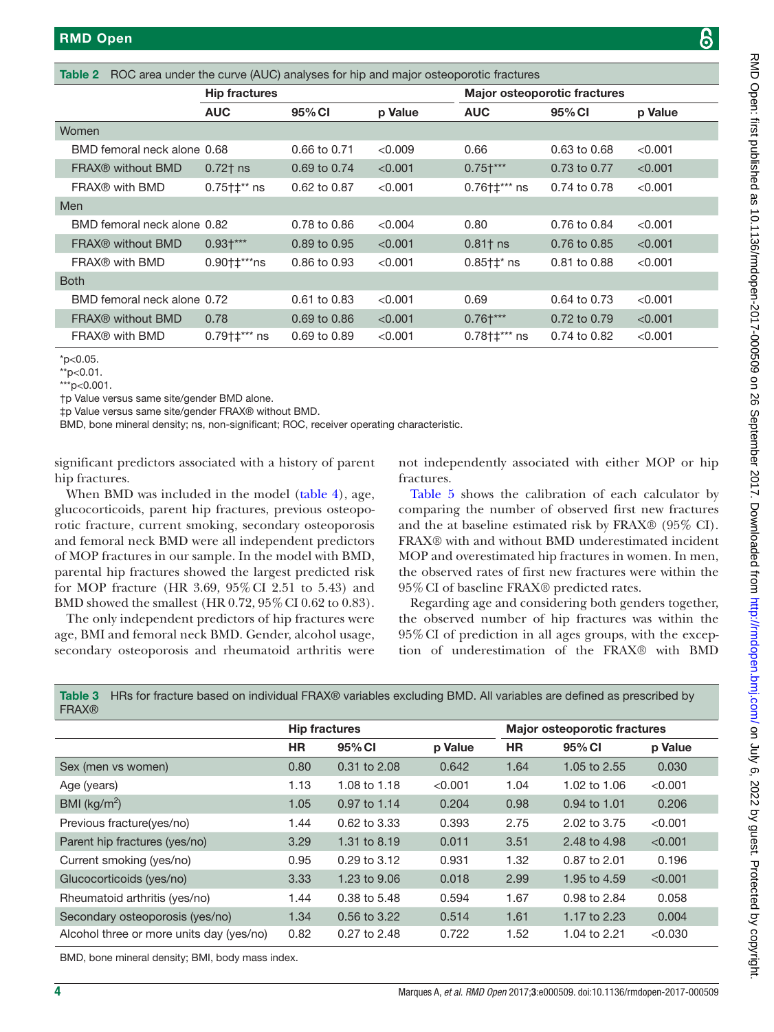Table 2 ROC area under the curve (AUC) analyses for hip and major osteoporotic fractures

| | Hip fractures | | | Major osteoporotic fractures | | |
|---|---|---|---|---|---|---|
| | AUC | 95% CI | p Value | AUC | 95% CI | p Value |
| **Women** | | | | | | |
| BMD femoral neck alone | 0.68 | 0.66 to 0.71 | <0.009 | 0.66 | 0.63 to 0.68 | <0.001 |
| FRAX® without BMD | 0.72† ns | 0.69 to 0.74 | <0.001 | 0.75†*** | 0.73 to 0.77 | <0.001 |
| FRAX® with BMD | 0.75†‡** ns | 0.62 to 0.87 | <0.001 | 0.76†‡*** ns | 0.74 to 0.78 | <0.001 |
| **Men** | | | | | | |
| BMD femoral neck alone | 0.82 | 0.78 to 0.86 | <0.004 | 0.80 | 0.76 to 0.84 | <0.001 |
| FRAX® without BMD | 0.93†*** | 0.89 to 0.95 | <0.001 | 0.81† ns | 0.76 to 0.85 | <0.001 |
| FRAX® with BMD | 0.90†‡***ns | 0.86 to 0.93 | <0.001 | 0.85†‡* ns | 0.81 to 0.88 | <0.001 |
| **Both** | | | | | | |
| BMD femoral neck alone | 0.72 | 0.61 to 0.83 | <0.001 | 0.69 | 0.64 to 0.73 | <0.001 |
| FRAX® without BMD | 0.78 | 0.69 to 0.86 | <0.001 | 0.76†*** | 0.72 to 0.79 | <0.001 |
| FRAX® with BMD | 0.79†‡*** ns | 0.69 to 0.89 | <0.001 | 0.78†‡*** ns | 0.74 to 0.82 | <0.001 |

*p<0.05.
**p<0.01.
***p<0.001.
†p Value versus same site/gender BMD alone.
‡p Value versus same site/gender FRAX® without BMD.
BMD, bone mineral density; ns, non-significant; ROC, receiver operating characteristic.

significant predictors associated with a history of parent hip fractures.

When BMD was included in the model (table 4), age, glucocorticoids, parent hip fractures, previous osteoporotic fracture, current smoking, secondary osteoporosis and femoral neck BMD were all independent predictors of MOP fractures in our sample. In the model with BMD, parental hip fractures showed the largest predicted risk for MOP fracture (HR 3.69, 95% CI 2.51 to 5.43) and BMD showed the smallest (HR 0.72, 95% CI 0.62 to 0.83).

The only independent predictors of hip fractures were age, BMI and femoral neck BMD. Gender, alcohol usage, secondary osteoporosis and rheumatoid arthritis were not independently associated with either MOP or hip fractures.

Table 5 shows the calibration of each calculator by comparing the number of observed first new fractures and the at baseline estimated risk by FRAX® (95% CI). FRAX® with and without BMD underestimated incident MOP and overestimated hip fractures in women. In men, the observed rates of first new fractures were within the 95% CI of baseline FRAX® predicted rates.

Regarding age and considering both genders together, the observed number of hip fractures was within the 95% CI of prediction in all ages groups, with the exception of underestimation of the FRAX® with BMD

Table 3 HRs for fracture based on individual FRAX® variables excluding BMD. All variables are defined as prescribed by FRAX®

| | Hip fractures | | | Major osteoporotic fractures | | |
|---|---|---|---|---|---|---|
| | HR | 95% CI | p Value | HR | 95% CI | p Value |
| Sex (men vs women) | 0.80 | 0.31 to 2.08 | 0.642 | 1.64 | 1.05 to 2.55 | 0.030 |
| Age (years) | 1.13 | 1.08 to 1.18 | <0.001 | 1.04 | 1.02 to 1.06 | <0.001 |
| BMI (kg/m$^2$) | 1.05 | 0.97 to 1.14 | 0.204 | 0.98 | 0.94 to 1.01 | 0.206 |
| Previous fracture(yes/no) | 1.44 | 0.62 to 3.33 | 0.393 | 2.75 | 2.02 to 3.75 | <0.001 |
| Parent hip fractures (yes/no) | 3.29 | 1.31 to 8.19 | 0.011 | 3.51 | 2.48 to 4.98 | <0.001 |
| Current smoking (yes/no) | 0.95 | 0.29 to 3.12 | 0.931 | 1.32 | 0.87 to 2.01 | 0.196 |
| Glucocorticoids (yes/no) | 3.33 | 1.23 to 9.06 | 0.018 | 2.99 | 1.95 to 4.59 | <0.001 |
| Rheumatoid arthritis (yes/no) | 1.44 | 0.38 to 5.48 | 0.594 | 1.67 | 0.98 to 2.84 | 0.058 |
| Secondary osteoporosis (yes/no) | 1.34 | 0.56 to 3.22 | 0.514 | 1.61 | 1.17 to 2.23 | 0.004 |
| Alcohol three or more units day (yes/no) | 0.82 | 0.27 to 2.48 | 0.722 | 1.52 | 1.04 to 2.21 | <0.030 |

BMD, bone mineral density; BMI, body mass index.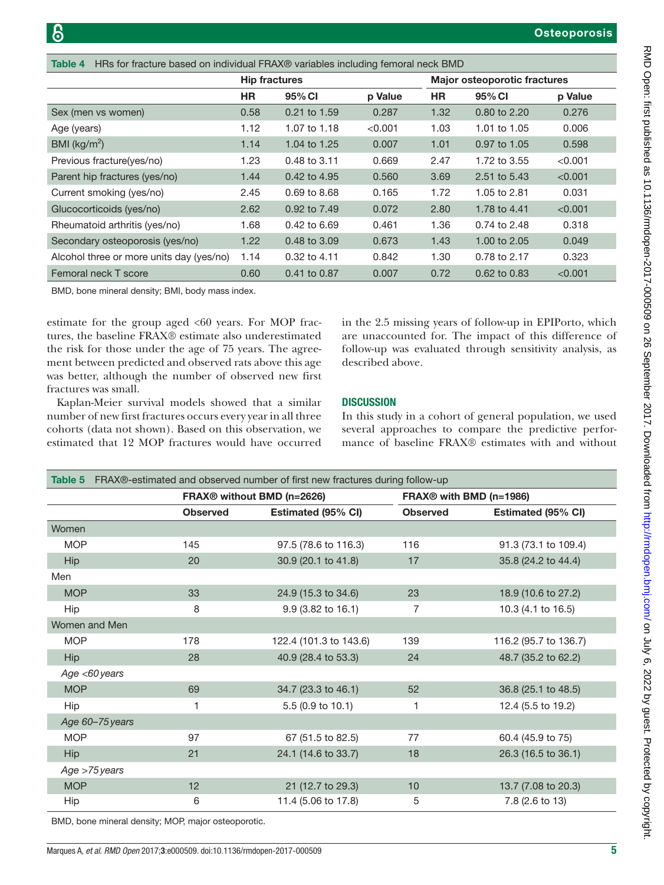**Table 4** HRs for fracture based on individual FRAX® variables including femoral neck BMD

| | Hip fractures | | | Major osteoporotic fractures | | |
|---|---|---|---|---|---|---|
| | HR | 95% CI | p Value | HR | 95% CI | p Value |
| Sex (men vs women) | 0.58 | 0.21 to 1.59 | 0.287 | 1.32 | 0.80 to 2.20 | 0.276 |
| Age (years) | 1.12 | 1.07 to 1.18 | <0.001 | 1.03 | 1.01 to 1.05 | 0.006 |
| BMI (kg/m$^2$) | 1.14 | 1.04 to 1.25 | 0.007 | 1.01 | 0.97 to 1.05 | 0.598 |
| Previous fracture(yes/no) | 1.23 | 0.48 to 3.11 | 0.669 | 2.47 | 1.72 to 3.55 | <0.001 |
| Parent hip fractures (yes/no) | 1.44 | 0.42 to 4.95 | 0.560 | 3.69 | 2.51 to 5.43 | <0.001 |
| Current smoking (yes/no) | 2.45 | 0.69 to 8.68 | 0.165 | 1.72 | 1.05 to 2.81 | 0.031 |
| Glucocorticoids (yes/no) | 2.62 | 0.92 to 7.49 | 0.072 | 2.80 | 1.78 to 4.41 | <0.001 |
| Rheumatoid arthritis (yes/no) | 1.68 | 0.42 to 6.69 | 0.461 | 1.36 | 0.74 to 2.48 | 0.318 |
| Secondary osteoporosis (yes/no) | 1.22 | 0.48 to 3.09 | 0.673 | 1.43 | 1.00 to 2.05 | 0.049 |
| Alcohol three or more units day (yes/no) | 1.14 | 0.32 to 4.11 | 0.842 | 1.30 | 0.78 to 2.17 | 0.323 |
| Femoral neck T score | 0.60 | 0.41 to 0.87 | 0.007 | 0.72 | 0.62 to 0.83 | <0.001 |

BMD, bone mineral density; BMI, body mass index.

estimate for the group aged <60 years. For MOP fractures, the baseline FRAX® estimate also underestimated the risk for those under the age of 75 years. The agreement between predicted and observed rats above this age was better, although the number of observed new first fractures was small.

Kaplan-Meier survival models showed that a similar number of new first fractures occurs every year in all three cohorts (data not shown). Based on this observation, we estimated that 12 MOP fractures would have occurred in the 2.5 missing years of follow-up in EPIPorto, which are unaccounted for. The impact of this difference of follow-up was evaluated through sensitivity analysis, as described above.

## DISCUSSION

In this study in a cohort of general population, we used several approaches to compare the predictive performance of baseline FRAX® estimates with and without

**Table 5** FRAX®-estimated and observed number of first new fractures during follow-up

| | FRAX® without BMD (n=2626) | | FRAX® with BMD (n=1986) | |
|---|---|---|---|---|
| | Observed | Estimated (95% CI) | Observed | Estimated (95% CI) |
| Women | | | | |
| MOP | 145 | 97.5 (78.6 to 116.3) | 116 | 91.3 (73.1 to 109.4) |
| Hip | 20 | 30.9 (20.1 to 41.8) | 17 | 35.8 (24.2 to 44.4) |
| Men | | | | |
| MOP | 33 | 24.9 (15.3 to 34.6) | 23 | 18.9 (10.6 to 27.2) |
| Hip | 8 | 9.9 (3.82 to 16.1) | 7 | 10.3 (4.1 to 16.5) |
| Women and Men | | | | |
| MOP | 178 | 122.4 (101.3 to 143.6) | 139 | 116.2 (95.7 to 136.7) |
| Hip | 28 | 40.9 (28.4 to 53.3) | 24 | 48.7 (35.2 to 62.2) |
| *Age <60 years* | | | | |
| MOP | 69 | 34.7 (23.3 to 46.1) | 52 | 36.8 (25.1 to 48.5) |
| Hip | 1 | 5.5 (0.9 to 10.1) | 1 | 12.4 (5.5 to 19.2) |
| *Age 60–75 years* | | | | |
| MOP | 97 | 67 (51.5 to 82.5) | 77 | 60.4 (45.9 to 75) |
| Hip | 21 | 24.1 (14.6 to 33.7) | 18 | 26.3 (16.5 to 36.1) |
| *Age >75 years* | | | | |
| MOP | 12 | 21 (12.7 to 29.3) | 10 | 13.7 (7.08 to 20.3) |
| Hip | 6 | 11.4 (5.06 to 17.8) | 5 | 7.8 (2.6 to 13) |

BMD, bone mineral density; MOP, major osteoporotic.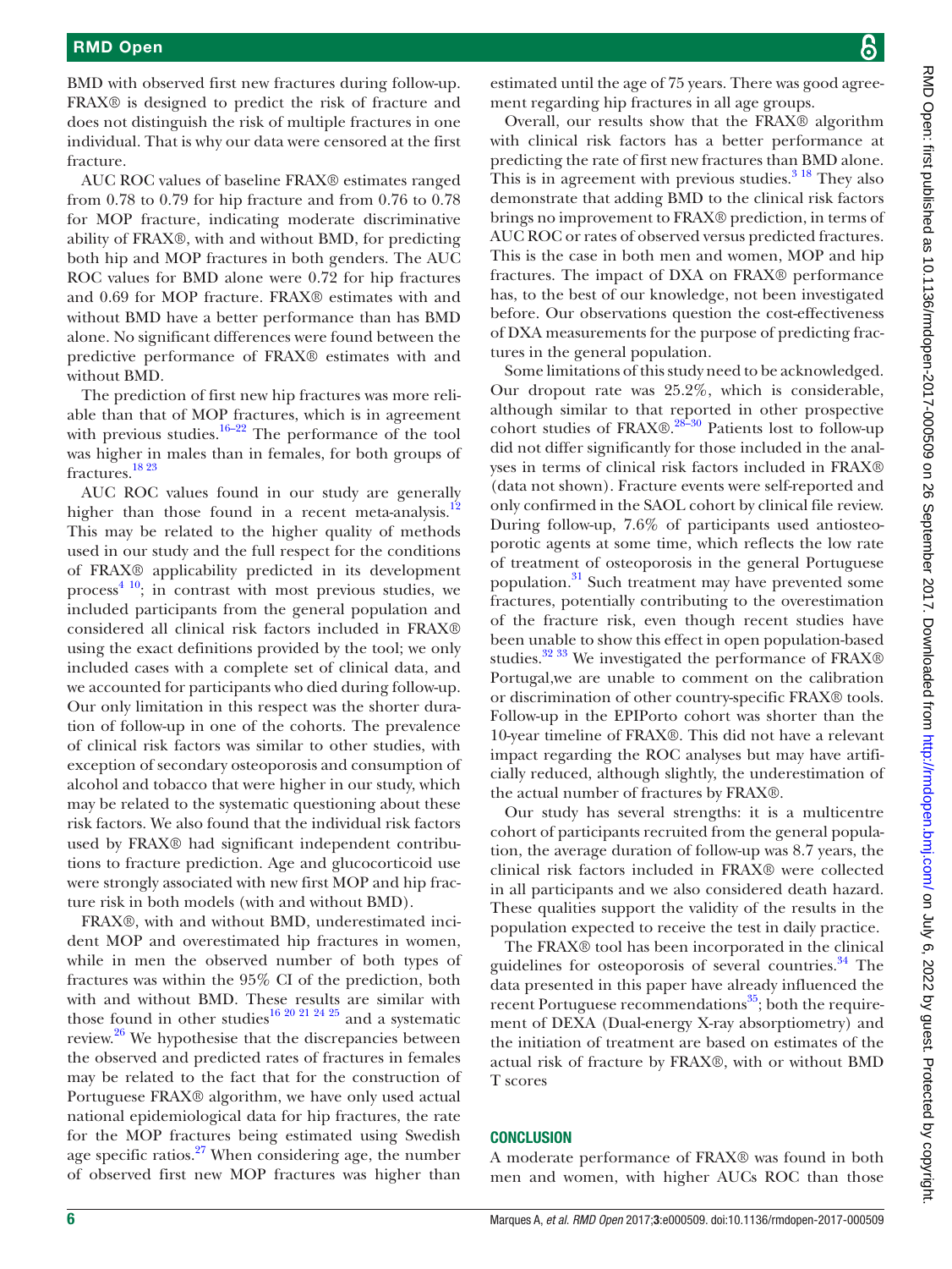BMD with observed first new fractures during follow-up. FRAX® is designed to predict the risk of fracture and does not distinguish the risk of multiple fractures in one individual. That is why our data were censored at the first fracture.

AUC ROC values of baseline FRAX® estimates ranged from 0.78 to 0.79 for hip fracture and from 0.76 to 0.78 for MOP fracture, indicating moderate discriminative ability of FRAX®, with and without BMD, for predicting both hip and MOP fractures in both genders. The AUC ROC values for BMD alone were 0.72 for hip fractures and 0.69 for MOP fracture. FRAX® estimates with and without BMD have a better performance than has BMD alone. No significant differences were found between the predictive performance of FRAX® estimates with and without BMD.

The prediction of first new hip fractures was more reliable than that of MOP fractures, which is in agreement with previous studies.[16–22] The performance of the tool was higher in males than in females, for both groups of fractures.[18 23]

AUC ROC values found in our study are generally higher than those found in a recent meta-analysis.[12] This may be related to the higher quality of methods used in our study and the full respect for the conditions of FRAX® applicability predicted in its development process[4 10]; in contrast with most previous studies, we included participants from the general population and considered all clinical risk factors included in FRAX® using the exact definitions provided by the tool; we only included cases with a complete set of clinical data, and we accounted for participants who died during follow-up. Our only limitation in this respect was the shorter duration of follow-up in one of the cohorts. The prevalence of clinical risk factors was similar to other studies, with exception of secondary osteoporosis and consumption of alcohol and tobacco that were higher in our study, which may be related to the systematic questioning about these risk factors. We also found that the individual risk factors used by FRAX® had significant independent contributions to fracture prediction. Age and glucocorticoid use were strongly associated with new first MOP and hip fracture risk in both models (with and without BMD).

FRAX®, with and without BMD, underestimated incident MOP and overestimated hip fractures in women, while in men the observed number of both types of fractures was within the 95% CI of the prediction, both with and without BMD. These results are similar with those found in other studies[16 20 21 24 25] and a systematic review.[26] We hypothesise that the discrepancies between the observed and predicted rates of fractures in females may be related to the fact that for the construction of Portuguese FRAX® algorithm, we have only used actual national epidemiological data for hip fractures, the rate for the MOP fractures being estimated using Swedish age specific ratios.[27] When considering age, the number of observed first new MOP fractures was higher than estimated until the age of 75 years. There was good agreement regarding hip fractures in all age groups.

Overall, our results show that the FRAX® algorithm with clinical risk factors has a better performance at predicting the rate of first new fractures than BMD alone. This is in agreement with previous studies.[3 18] They also demonstrate that adding BMD to the clinical risk factors brings no improvement to FRAX® prediction, in terms of AUC ROC or rates of observed versus predicted fractures. This is the case in both men and women, MOP and hip fractures. The impact of DXA on FRAX® performance has, to the best of our knowledge, not been investigated before. Our observations question the cost-effectiveness of DXA measurements for the purpose of predicting fractures in the general population.

Some limitations of this study need to be acknowledged. Our dropout rate was 25.2%, which is considerable, although similar to that reported in other prospective cohort studies of FRAX®.[28–30] Patients lost to follow-up did not differ significantly for those included in the analyses in terms of clinical risk factors included in FRAX® (data not shown). Fracture events were self-reported and only confirmed in the SAOL cohort by clinical file review. During follow-up, 7.6% of participants used antiosteoporotic agents at some time, which reflects the low rate of treatment of osteoporosis in the general Portuguese population.[31] Such treatment may have prevented some fractures, potentially contributing to the overestimation of the fracture risk, even though recent studies have been unable to show this effect in open population-based studies.[32 33] We investigated the performance of FRAX® Portugal,we are unable to comment on the calibration or discrimination of other country-specific FRAX® tools. Follow-up in the EPIPorto cohort was shorter than the 10-year timeline of FRAX®. This did not have a relevant impact regarding the ROC analyses but may have artificially reduced, although slightly, the underestimation of the actual number of fractures by FRAX®.

Our study has several strengths: it is a multicentre cohort of participants recruited from the general population, the average duration of follow-up was 8.7 years, the clinical risk factors included in FRAX® were collected in all participants and we also considered death hazard. These qualities support the validity of the results in the population expected to receive the test in daily practice.

The FRAX® tool has been incorporated in the clinical guidelines for osteoporosis of several countries.[34] The data presented in this paper have already influenced the recent Portuguese recommendations[35]; both the requirement of DEXA (Dual-energy X-ray absorptiometry) and the initiation of treatment are based on estimates of the actual risk of fracture by FRAX®, with or without BMD T scores

## CONCLUSION

A moderate performance of FRAX® was found in both men and women, with higher AUCs ROC than those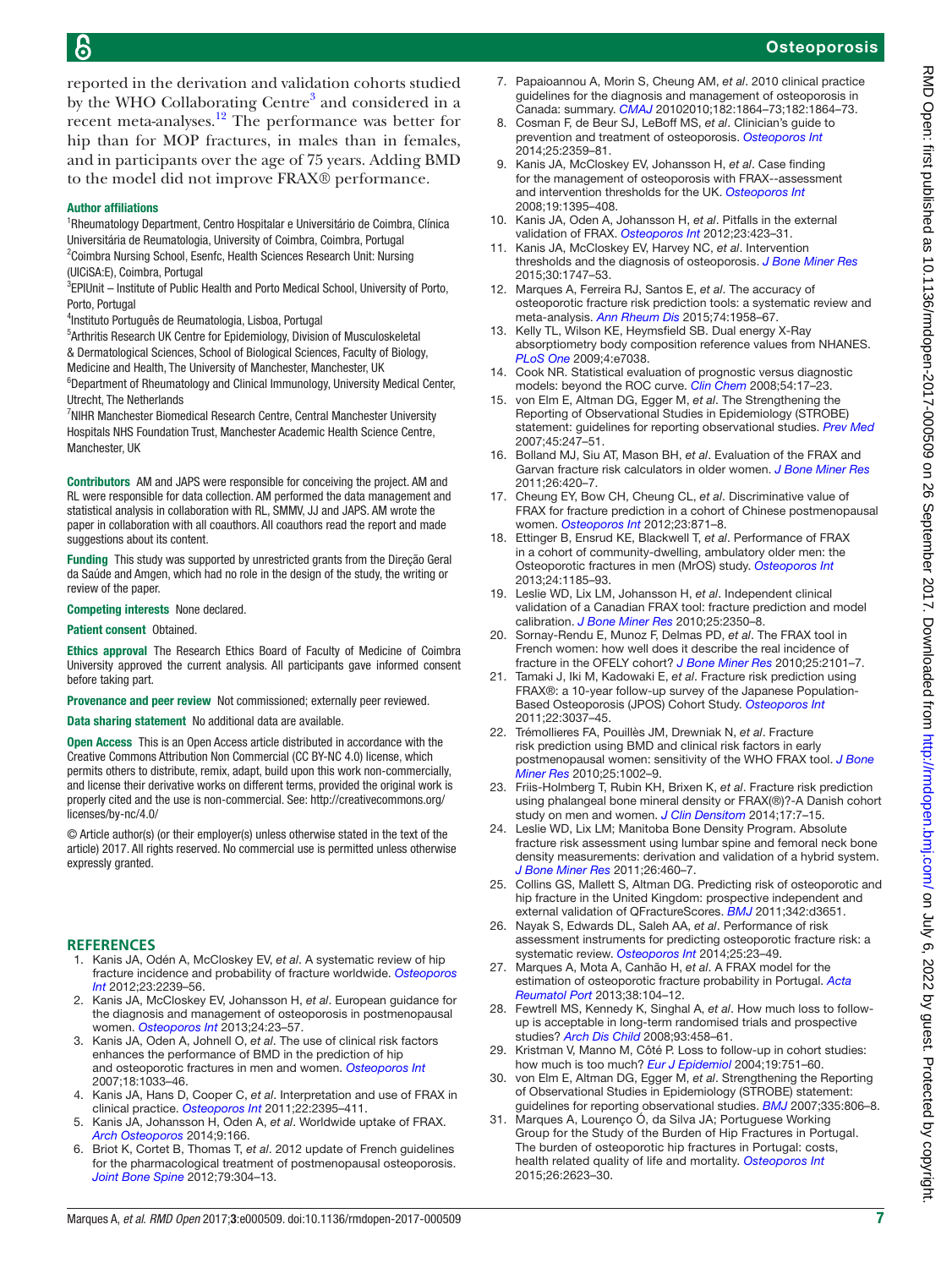reported in the derivation and validation cohorts studied by the WHO Collaborating Centre[3] and considered in a recent meta-analyses.[12] The performance was better for hip than for MOP fractures, in males than in females, and in participants over the age of 75 years. Adding BMD to the model did not improve FRAX® performance.

**Author affiliations**

[1]Rheumatology Department, Centro Hospitalar e Universitário de Coimbra, Clínica Universitária de Reumatologia, University of Coimbra, Coimbra, Portugal
[2]Coimbra Nursing School, Esenfc, Health Sciences Research Unit: Nursing (UICiSA:E), Coimbra, Portugal
[3]EPIUnit – Institute of Public Health and Porto Medical School, University of Porto, Porto, Portugal
[4]Instituto Português de Reumatologia, Lisboa, Portugal
[5]Arthritis Research UK Centre for Epidemiology, Division of Musculoskeletal & Dermatological Sciences, School of Biological Sciences, Faculty of Biology, Medicine and Health, The University of Manchester, Manchester, UK
[6]Department of Rheumatology and Clinical Immunology, University Medical Center, Utrecht, The Netherlands
[7]NIHR Manchester Biomedical Research Centre, Central Manchester University Hospitals NHS Foundation Trust, Manchester Academic Health Science Centre, Manchester, UK

**Contributors** AM and JAPS were responsible for conceiving the project. AM and RL were responsible for data collection. AM performed the data management and statistical analysis in collaboration with RL, SMMV, JJ and JAPS. AM wrote the paper in collaboration with all coauthors. All coauthors read the report and made suggestions about its content.

**Funding** This study was supported by unrestricted grants from the Direção Geral da Saúde and Amgen, which had no role in the design of the study, the writing or review of the paper.

**Competing interests** None declared.

**Patient consent** Obtained.

**Ethics approval** The Research Ethics Board of Faculty of Medicine of Coimbra University approved the current analysis. All participants gave informed consent before taking part.

**Provenance and peer review** Not commissioned; externally peer reviewed.

**Data sharing statement** No additional data are available.

**Open Access** This is an Open Access article distributed in accordance with the Creative Commons Attribution Non Commercial (CC BY-NC 4.0) license, which permits others to distribute, remix, adapt, build upon this work non-commercially, and license their derivative works on different terms, provided the original work is properly cited and the use is non-commercial. See: http://creativecommons.org/licenses/by-nc/4.0/

© Article author(s) (or their employer(s) unless otherwise stated in the text of the article) 2017. All rights reserved. No commercial use is permitted unless otherwise expressly granted.

## REFERENCES

1. Kanis JA, Odén A, McCloskey EV, *et al*. A systematic review of hip fracture incidence and probability of fracture worldwide. *Osteoporos Int* 2012;23:2239–56.
2. Kanis JA, McCloskey EV, Johansson H, *et al*. European guidance for the diagnosis and management of osteoporosis in postmenopausal women. *Osteoporos Int* 2013;24:23–57.
3. Kanis JA, Oden A, Johnell O, *et al*. The use of clinical risk factors enhances the performance of BMD in the prediction of hip and osteoporotic fractures in men and women. *Osteoporos Int* 2007;18:1033–46.
4. Kanis JA, Hans D, Cooper C, *et al*. Interpretation and use of FRAX in clinical practice. *Osteoporos Int* 2011;22:2395–411.
5. Kanis JA, Johansson H, Oden A, *et al*. Worldwide uptake of FRAX. *Arch Osteoporos* 2014;9:166.
6. Briot K, Cortet B, Thomas T, *et al*. 2012 update of French guidelines for the pharmacological treatment of postmenopausal osteoporosis. *Joint Bone Spine* 2012;79:304–13.
7. Papaioannou A, Morin S, Cheung AM, *et al*. 2010 clinical practice guidelines for the diagnosis and management of osteoporosis in Canada: summary. *CMAJ* 20102010;182:1864–73;182:1864–73.
8. Cosman F, de Beur SJ, LeBoff MS, *et al*. Clinician's guide to prevention and treatment of osteoporosis. *Osteoporos Int* 2014;25:2359–81.
9. Kanis JA, McCloskey EV, Johansson H, *et al*. Case finding for the management of osteoporosis with FRAX--assessment and intervention thresholds for the UK. *Osteoporos Int* 2008;19:1395–408.
10. Kanis JA, Oden A, Johansson H, *et al*. Pitfalls in the external validation of FRAX. *Osteoporos Int* 2012;23:423–31.
11. Kanis JA, McCloskey EV, Harvey NC, *et al*. Intervention thresholds and the diagnosis of osteoporosis. *J Bone Miner Res* 2015;30:1747–53.
12. Marques A, Ferreira RJ, Santos E, *et al*. The accuracy of osteoporotic fracture risk prediction tools: a systematic review and meta-analysis. *Ann Rheum Dis* 2015;74:1958–67.
13. Kelly TL, Wilson KE, Heymsfield SB. Dual energy X-Ray absorptiometry body composition reference values from NHANES. *PLoS One* 2009;4:e7038.
14. Cook NR. Statistical evaluation of prognostic versus diagnostic models: beyond the ROC curve. *Clin Chem* 2008;54:17–23.
15. von Elm E, Altman DG, Egger M, *et al*. The Strengthening the Reporting of Observational Studies in Epidemiology (STROBE) statement: guidelines for reporting observational studies. *Prev Med* 2007;45:247–51.
16. Bolland MJ, Siu AT, Mason BH, *et al*. Evaluation of the FRAX and Garvan fracture risk calculators in older women. *J Bone Miner Res* 2011;26:420–7.
17. Cheung EY, Bow CH, Cheung CL, *et al*. Discriminative value of FRAX for fracture prediction in a cohort of Chinese postmenopausal women. *Osteoporos Int* 2012;23:871–8.
18. Ettinger B, Ensrud KE, Blackwell T, *et al*. Performance of FRAX in a cohort of community-dwelling, ambulatory older men: the Osteoporotic fractures in men (MrOS) study. *Osteoporos Int* 2013;24:1185–93.
19. Leslie WD, Lix LM, Johansson H, *et al*. Independent clinical validation of a Canadian FRAX tool: fracture prediction and model calibration. *J Bone Miner Res* 2010;25:2350–8.
20. Sornay-Rendu E, Munoz F, Delmas PD, *et al*. The FRAX tool in French women: how well does it describe the real incidence of fracture in the OFELY cohort? *J Bone Miner Res* 2010;25:2101–7.
21. Tamaki J, Iki M, Kadowaki E, *et al*. Fracture risk prediction using FRAX®: a 10-year follow-up survey of the Japanese Population-Based Osteoporosis (JPOS) Cohort Study. *Osteoporos Int* 2011;22:3037–45.
22. Trémollieres FA, Pouillès JM, Drewniak N, *et al*. Fracture risk prediction using BMD and clinical risk factors in early postmenopausal women: sensitivity of the WHO FRAX tool. *J Bone Miner Res* 2010;25:1002–9.
23. Friis-Holmberg T, Rubin KH, Brixen K, *et al*. Fracture risk prediction using phalangeal bone mineral density or FRAX(®)?-A Danish cohort study on men and women. *J Clin Densitom* 2014;17:7–15.
24. Leslie WD, Lix LM; Manitoba Bone Density Program. Absolute fracture risk assessment using lumbar spine and femoral neck bone density measurements: derivation and validation of a hybrid system. *J Bone Miner Res* 2011;26:460–7.
25. Collins GS, Mallett S, Altman DG. Predicting risk of osteoporotic and hip fracture in the United Kingdom: prospective independent and external validation of QFractureScores. *BMJ* 2011;342:d3651.
26. Nayak S, Edwards DL, Saleh AA, *et al*. Performance of risk assessment instruments for predicting osteoporotic fracture risk: a systematic review. *Osteoporos Int* 2014;25:23–49.
27. Marques A, Mota A, Canhão H, *et al*. A FRAX model for the estimation of osteoporotic fracture probability in Portugal. *Acta Reumatol Port* 2013;38:104–12.
28. Fewtrell MS, Kennedy K, Singhal A, *et al*. How much loss to follow-up is acceptable in long-term randomised trials and prospective studies? *Arch Dis Child* 2008;93:458–61.
29. Kristman V, Manno M, Côté P. Loss to follow-up in cohort studies: how much is too much? *Eur J Epidemiol* 2004;19:751–60.
30. von Elm E, Altman DG, Egger M, *et al*. Strengthening the Reporting of Observational Studies in Epidemiology (STROBE) statement: guidelines for reporting observational studies. *BMJ* 2007;335:806–8.
31. Marques A, Lourenço Ó, da Silva JA; Portuguese Working Group for the Study of the Burden of Hip Fractures in Portugal. The burden of osteoporotic hip fractures in Portugal: costs, health related quality of life and mortality. *Osteoporos Int* 2015;26:2623–30.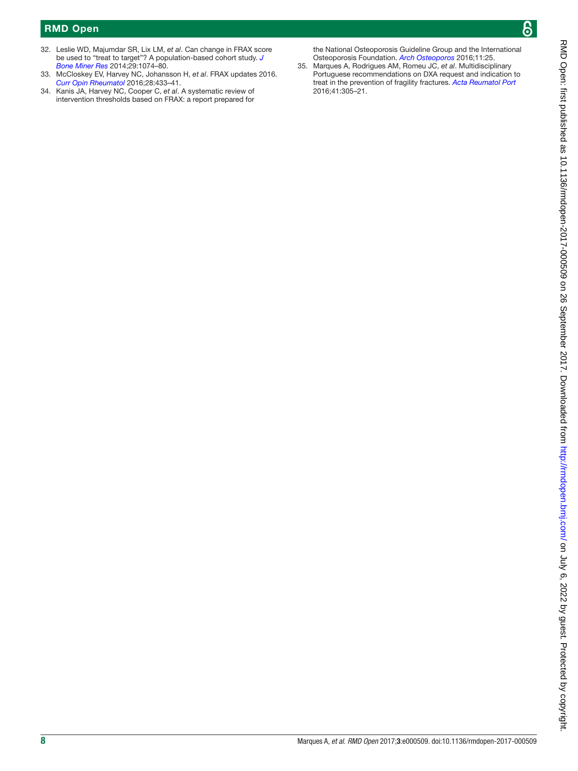32. Leslie WD, Majumdar SR, Lix LM, *et al*. Can change in FRAX score be used to "treat to target"? A population-based cohort study. *J Bone Miner Res* 2014;29:1074–80.
33. McCloskey EV, Harvey NC, Johansson H, *et al*. FRAX updates 2016. *Curr Opin Rheumatol* 2016;28:433–41.
34. Kanis JA, Harvey NC, Cooper C, *et al*. A systematic review of intervention thresholds based on FRAX: a report prepared for the National Osteoporosis Guideline Group and the International Osteoporosis Foundation. *Arch Osteoporos* 2016;11:25.
35. Marques A, Rodrigues AM, Romeu JC, *et al*. Multidisciplinary Portuguese recommendations on DXA request and indication to treat in the prevention of fragility fractures. *Acta Reumatol Port* 2016;41:305–21.